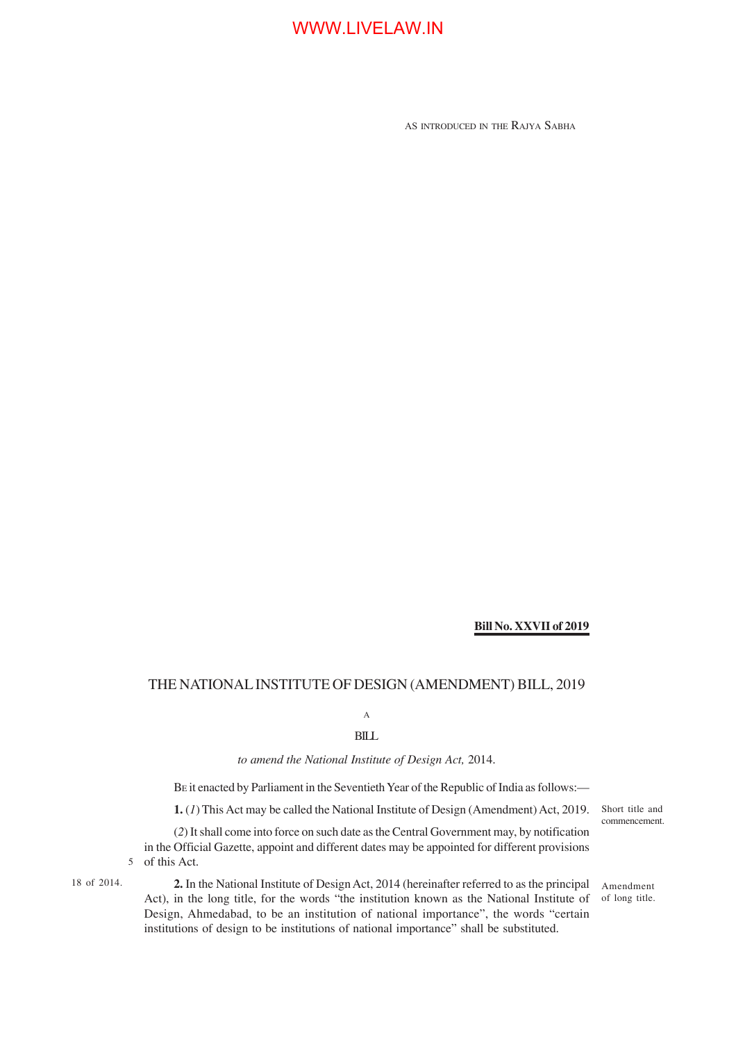AS INTRODUCED IN THE RAJYA SABHA

**Bill No. XXVII of 2019**

# THE NATIONAL INSTITUTE OF DESIGN (AMENDMENT) BILL, 2019

A

BILL

*to amend the National Institute of Design Act,* 2014.

BE it enacted by Parliament in the Seventieth Year of the Republic of India as follows:—

Short title and commencement.

**1.** (*1*) This Act may be called the National Institute of Design (Amendment) Act, 2019.

(*2*) It shall come into force on such date as the Central Government may, by notification in the Official Gazette, appoint and different dates may be appointed for different provisions of this Act.

Amendment of long title.

18 of 2014.

**2.** In the National Institute of Design Act, 2014 (hereinafter referred to as the principal Act), in the long title, for the words "the institution known as the National Institute of Design, Ahmedabad, to be an institution of national importance", the words "certain institutions of design to be institutions of national importance" shall be substituted.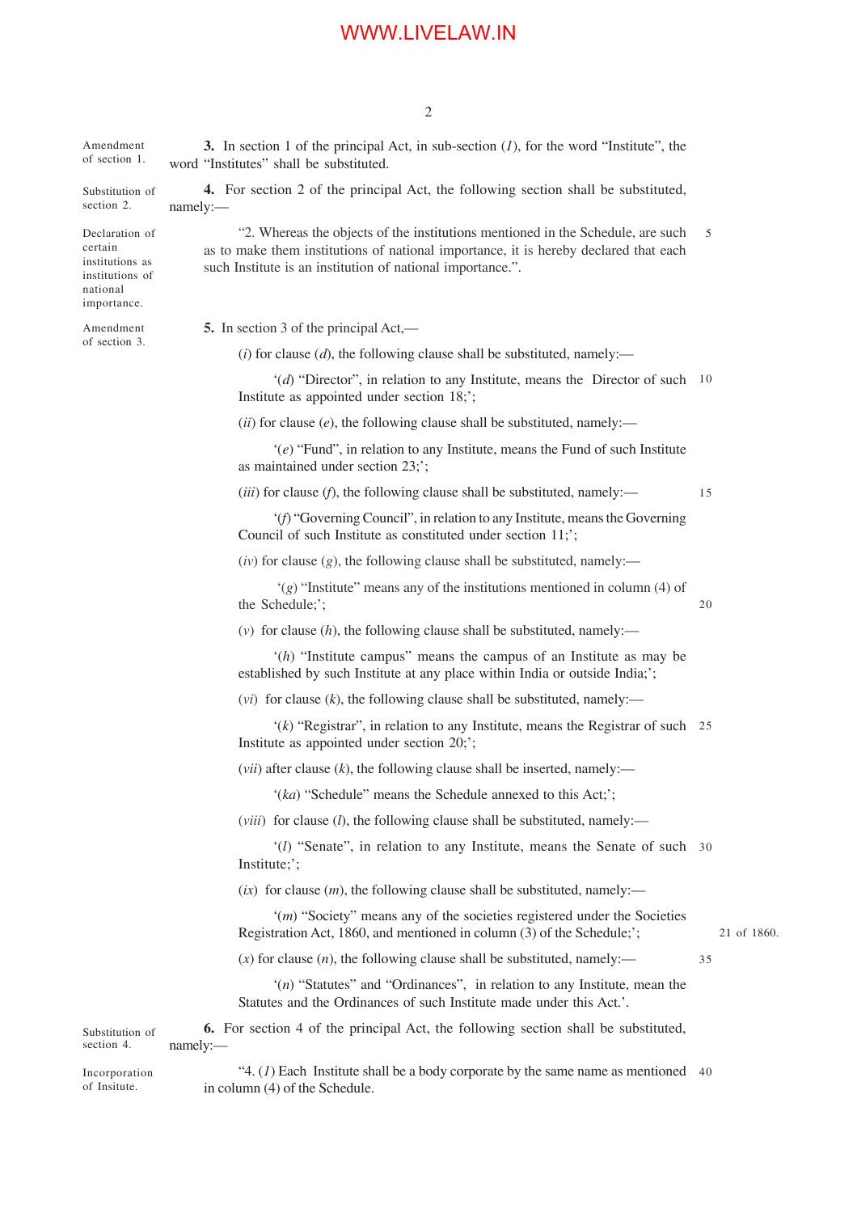Amendment of section 1.

**3.** In section 1 of the principal Act, in sub-section (*1*), for the word "Institute", the word "Institutes" shall be substituted.

Substitution of section 2.

**4.** For section 2 of the principal Act, the following section shall be substituted, namely:—

Declaration of certain institutions as institutions of national importance.

"2. Whereas the objects of the institutions mentioned in the Schedule, are such as to make them institutions of national importance, it is hereby declared that each such Institute is an institution of national importance.".

Amendment of section 3.

**5.** In section 3 of the principal Act,—

(*i*) for clause (*d*), the following clause shall be substituted, namely:—

'(*d*) "Director", in relation to any Institute, means the Director of such Institute as appointed under section 18;';

(*ii*) for clause (*e*), the following clause shall be substituted, namely:—

'(*e*) "Fund", in relation to any Institute, means the Fund of such Institute as maintained under section 23;';

(*iii*) for clause (*f*), the following clause shall be substituted, namely:—

'(*f*) "Governing Council", in relation to any Institute, means the Governing Council of such Institute as constituted under section 11;';

(*iv*) for clause (*g*), the following clause shall be substituted, namely:—

'(*g*) "Institute" means any of the institutions mentioned in column (4) of the Schedule;';

(*v*) for clause (*h*), the following clause shall be substituted, namely:—

'(*h*) "Institute campus" means the campus of an Institute as may be established by such Institute at any place within India or outside India;';

(*vi*) for clause (*k*), the following clause shall be substituted, namely:—

'(*k*) "Registrar", in relation to any Institute, means the Registrar of such Institute as appointed under section 20;';

(*vii*) after clause (*k*), the following clause shall be inserted, namely:—

'(*ka*) "Schedule" means the Schedule annexed to this Act;';

(*viii*) for clause (*l*), the following clause shall be substituted, namely:—

'(*l*) "Senate", in relation to any Institute, means the Senate of such Institute;';

(*ix*) for clause (*m*), the following clause shall be substituted, namely:—

'(*m*) "Society" means any of the societies registered under the Societies Registration Act, 1860, and mentioned in column (3) of the Schedule;';

21 of 1860.

(*x*) for clause (*n*), the following clause shall be substituted, namely:—

'(*n*) "Statutes" and "Ordinances", in relation to any Institute, mean the Statutes and the Ordinances of such Institute made under this Act.'.

Substitution of section 4.

**6.** For section 4 of the principal Act, the following section shall be substituted, namely:—

Incorporation of Insitute.

"4. (*1*) Each Institute shall be a body corporate by the same name as mentioned in column (4) of the Schedule.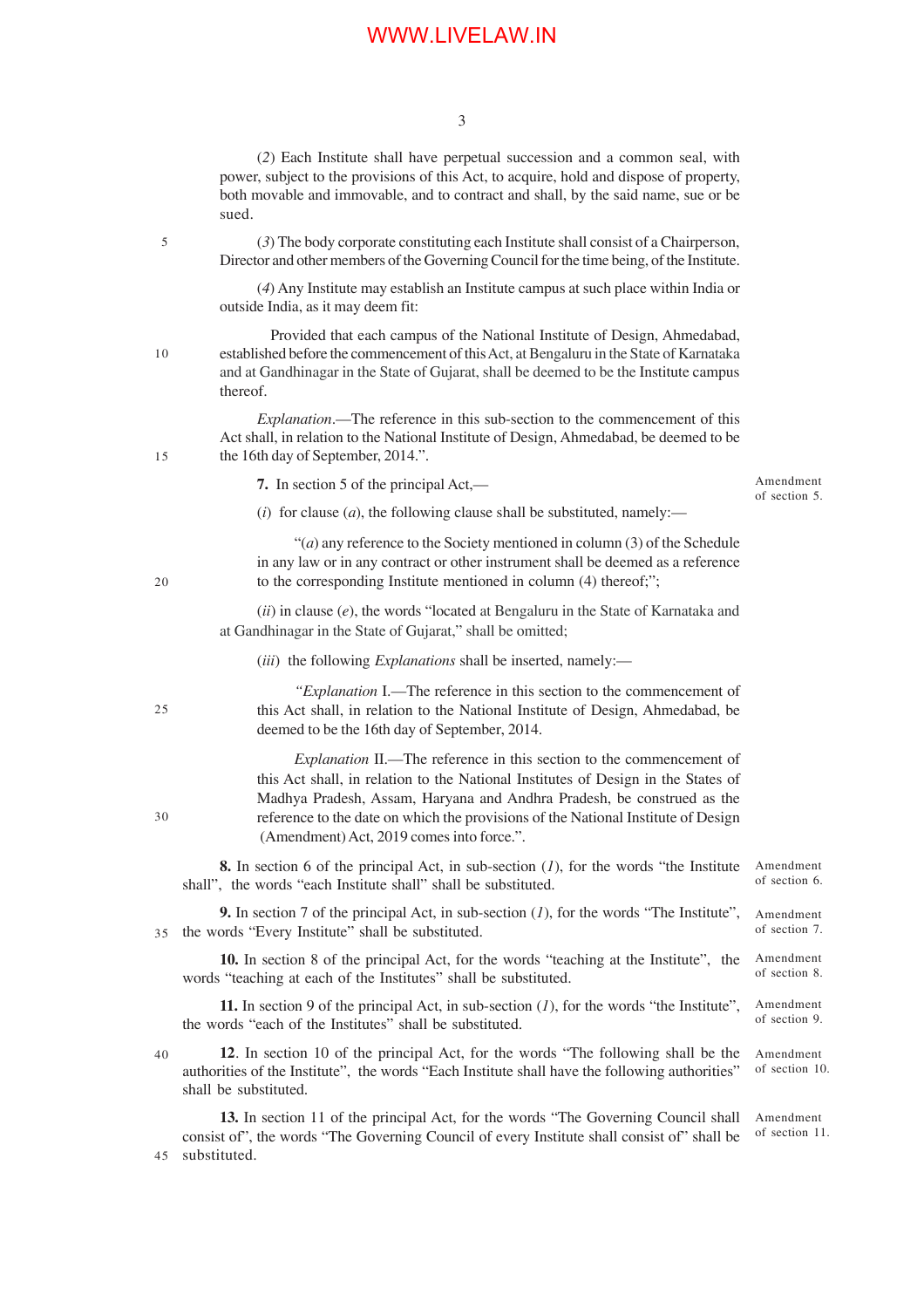(*2*) Each Institute shall have perpetual succession and a common seal, with power, subject to the provisions of this Act, to acquire, hold and dispose of property, both movable and immovable, and to contract and shall, by the said name, sue or be sued.

(*3*) The body corporate constituting each Institute shall consist of a Chairperson, Director and other members of the Governing Council for the time being, of the Institute.

(*4*) Any Institute may establish an Institute campus at such place within India or outside India, as it may deem fit:

Provided that each campus of the National Institute of Design, Ahmedabad, established before the commencement of this Act, at Bengaluru in the State of Karnataka and at Gandhinagar in the State of Gujarat, shall be deemed to be the Institute campus thereof.

*Explanation*.—The reference in this sub-section to the commencement of this Act shall, in relation to the National Institute of Design, Ahmedabad, be deemed to be the 16th day of September, 2014.".

Amendment of section 5.

**7.** In section 5 of the principal Act,—

(*i*) for clause (*a*), the following clause shall be substituted, namely:—

"(*a*) any reference to the Society mentioned in column (3) of the Schedule in any law or in any contract or other instrument shall be deemed as a reference to the corresponding Institute mentioned in column (4) thereof;";

(*ii*) in clause (*e*), the words "located at Bengaluru in the State of Karnataka and at Gandhinagar in the State of Gujarat," shall be omitted;

(*iii*) the following *Explanations* shall be inserted, namely:—

"*Explanation* I.—The reference in this section to the commencement of this Act shall, in relation to the National Institute of Design, Ahmedabad, be deemed to be the 16th day of September, 2014.

*Explanation* II.—The reference in this section to the commencement of this Act shall, in relation to the National Institutes of Design in the States of Madhya Pradesh, Assam, Haryana and Andhra Pradesh, be construed as the reference to the date on which the provisions of the National Institute of Design (Amendment) Act, 2019 comes into force.".

Amendment of section 6.

**8.** In section 6 of the principal Act, in sub-section (*1*), for the words "the Institute shall", the words "each Institute shall" shall be substituted.

Amendment of section 7.

**9.** In section 7 of the principal Act, in sub-section (*1*), for the words "The Institute", the words "Every Institute" shall be substituted.

Amendment of section 8.

**10.** In section 8 of the principal Act, for the words "teaching at the Institute", the words "teaching at each of the Institutes" shall be substituted.

Amendment of section 9.

**11.** In section 9 of the principal Act, in sub-section (*1*), for the words "the Institute", the words "each of the Institutes" shall be substituted.

Amendment of section 10.

**12**. In section 10 of the principal Act, for the words "The following shall be the authorities of the Institute", the words "Each Institute shall have the following authorities" shall be substituted.

Amendment of section 11.

**13.** In section 11 of the principal Act, for the words "The Governing Council shall consist of", the words "The Governing Council of every Institute shall consist of" shall be substituted.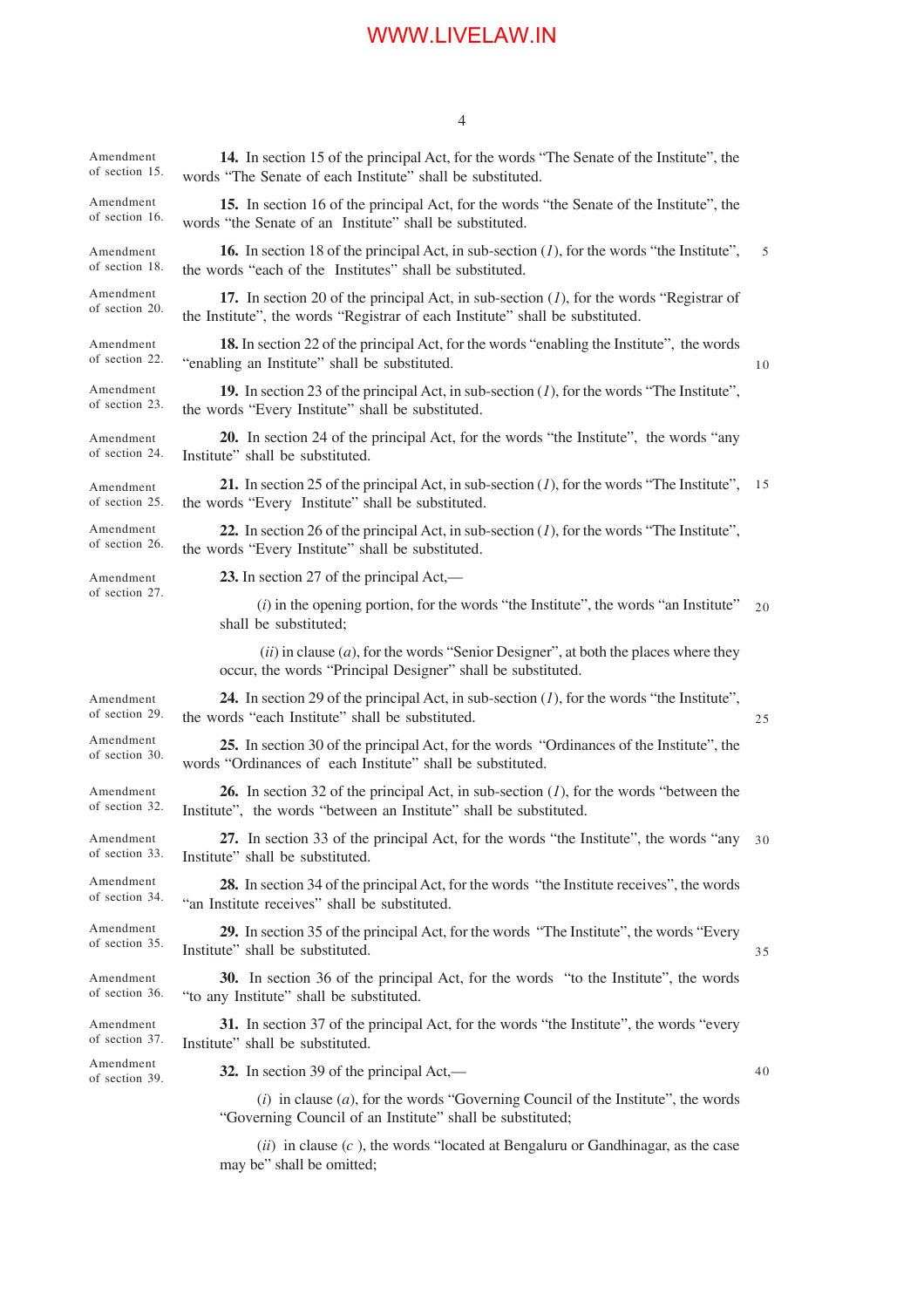Amendment of section 15.

**14.** In section 15 of the principal Act, for the words "The Senate of the Institute", the words "The Senate of each Institute" shall be substituted.

Amendment of section 16.

**15.** In section 16 of the principal Act, for the words "the Senate of the Institute", the words "the Senate of an Institute" shall be substituted.

Amendment of section 18.

**16.** In section 18 of the principal Act, in sub-section (*1*), for the words "the Institute", the words "each of the Institutes" shall be substituted.

Amendment of section 20.

**17.** In section 20 of the principal Act, in sub-section (*1*), for the words "Registrar of the Institute", the words "Registrar of each Institute" shall be substituted.

Amendment of section 22.

**18.** In section 22 of the principal Act, for the words "enabling the Institute", the words "enabling an Institute" shall be substituted.

Amendment of section 23.

**19.** In section 23 of the principal Act, in sub-section (*1*), for the words "The Institute", the words "Every Institute" shall be substituted.

Amendment of section 24.

**20.** In section 24 of the principal Act, for the words "the Institute", the words "any Institute" shall be substituted.

Amendment of section 25.

**21.** In section 25 of the principal Act, in sub-section (*1*), for the words "The Institute", the words "Every Institute" shall be substituted.

Amendment of section 26.

**22.** In section 26 of the principal Act, in sub-section (*1*), for the words "The Institute", the words "Every Institute" shall be substituted.

Amendment of section 27.

**23.** In section 27 of the principal Act,—

(*i*) in the opening portion, for the words "the Institute", the words "an Institute" shall be substituted;

(*ii*) in clause (*a*), for the words "Senior Designer", at both the places where they occur, the words "Principal Designer" shall be substituted.

Amendment of section 29.

**24.** In section 29 of the principal Act, in sub-section (*1*), for the words "the Institute", the words "each Institute" shall be substituted.

Amendment of section 30.

**25.** In section 30 of the principal Act, for the words "Ordinances of the Institute", the words "Ordinances of each Institute" shall be substituted.

Amendment of section 32.

**26.** In section 32 of the principal Act, in sub-section (*1*), for the words "between the Institute", the words "between an Institute" shall be substituted.

Amendment of section 33.

**27.** In section 33 of the principal Act, for the words "the Institute", the words "any Institute" shall be substituted.

Amendment of section 34.

**28.** In section 34 of the principal Act, for the words "the Institute receives", the words "an Institute receives" shall be substituted.

Amendment of section 35.

**29.** In section 35 of the principal Act, for the words "The Institute", the words "Every Institute" shall be substituted.

Amendment of section 36.

**30.** In section 36 of the principal Act, for the words "to the Institute", the words "to any Institute" shall be substituted.

Amendment of section 37.

**31.** In section 37 of the principal Act, for the words "the Institute", the words "every Institute" shall be substituted.

Amendment of section 39.

**32.** In section 39 of the principal Act,—

(*i*) in clause (*a*), for the words "Governing Council of the Institute", the words "Governing Council of an Institute" shall be substituted;

(*ii*) in clause (*c* ), the words "located at Bengaluru or Gandhinagar, as the case may be" shall be omitted;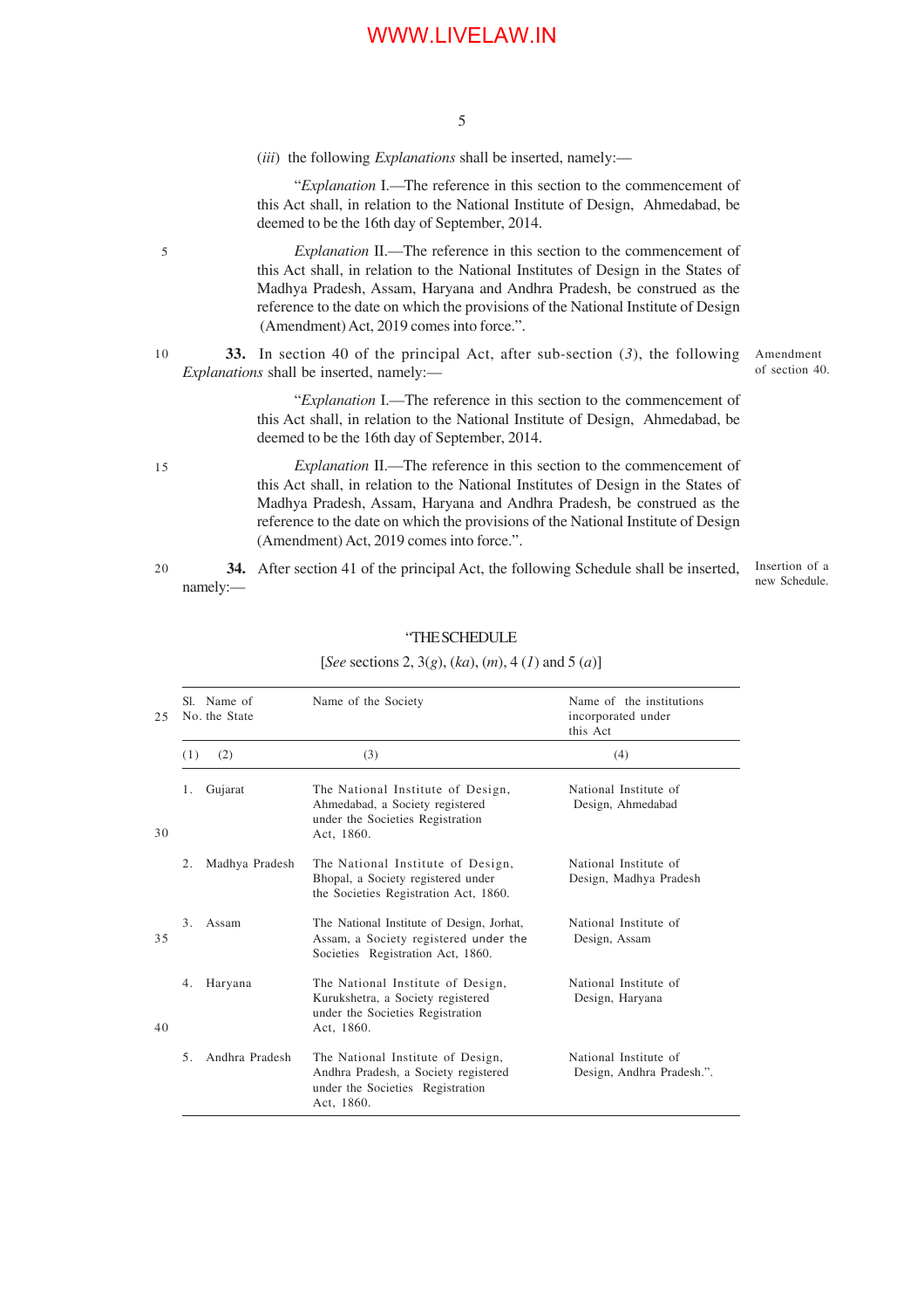(*iii*) the following *Explanations* shall be inserted, namely:—

"*Explanation* I.—The reference in this section to the commencement of this Act shall, in relation to the National Institute of Design, Ahmedabad, be deemed to be the 16th day of September, 2014.

*Explanation* II.—The reference in this section to the commencement of this Act shall, in relation to the National Institutes of Design in the States of Madhya Pradesh, Assam, Haryana and Andhra Pradesh, be construed as the reference to the date on which the provisions of the National Institute of Design (Amendment) Act, 2019 comes into force.".

Amendment of section 40.

**33.** In section 40 of the principal Act, after sub-section (*3*), the following *Explanations* shall be inserted, namely:—

"*Explanation* I.—The reference in this section to the commencement of this Act shall, in relation to the National Institute of Design, Ahmedabad, be deemed to be the 16th day of September, 2014.

*Explanation* II.—The reference in this section to the commencement of this Act shall, in relation to the National Institutes of Design in the States of Madhya Pradesh, Assam, Haryana and Andhra Pradesh, be construed as the reference to the date on which the provisions of the National Institute of Design (Amendment) Act, 2019 comes into force.".

Insertion of a new Schedule.

**34.** After section 41 of the principal Act, the following Schedule shall be inserted, namely:—

"THE SCHEDULE

[*See* sections 2, 3(*g*), (*ka*), (*m*), 4 (*1*) and 5 (*a*)]

| Sl. No. | Name of the State | Name of the Society | Name of the institutions incorporated under this Act |
|---|---|---|---|
| (1) | (2) | (3) | (4) |
| 1. | Gujarat | The National Institute of Design, Ahmedabad, a Society registered under the Societies Registration Act, 1860. | National Institute of Design, Ahmedabad |
| 2. | Madhya Pradesh | The National Institute of Design, Bhopal, a Society registered under the Societies Registration Act, 1860. | National Institute of Design, Madhya Pradesh |
| 3. | Assam | The National Institute of Design, Jorhat, Assam, a Society registered under the Societies Registration Act, 1860. | National Institute of Design, Assam |
| 4. | Haryana | The National Institute of Design, Kurukshetra, a Society registered under the Societies Registration Act, 1860. | National Institute of Design, Haryana |
| 5. | Andhra Pradesh | The National Institute of Design, Andhra Pradesh, a Society registered under the Societies Registration Act, 1860. | National Institute of Design, Andhra Pradesh.". |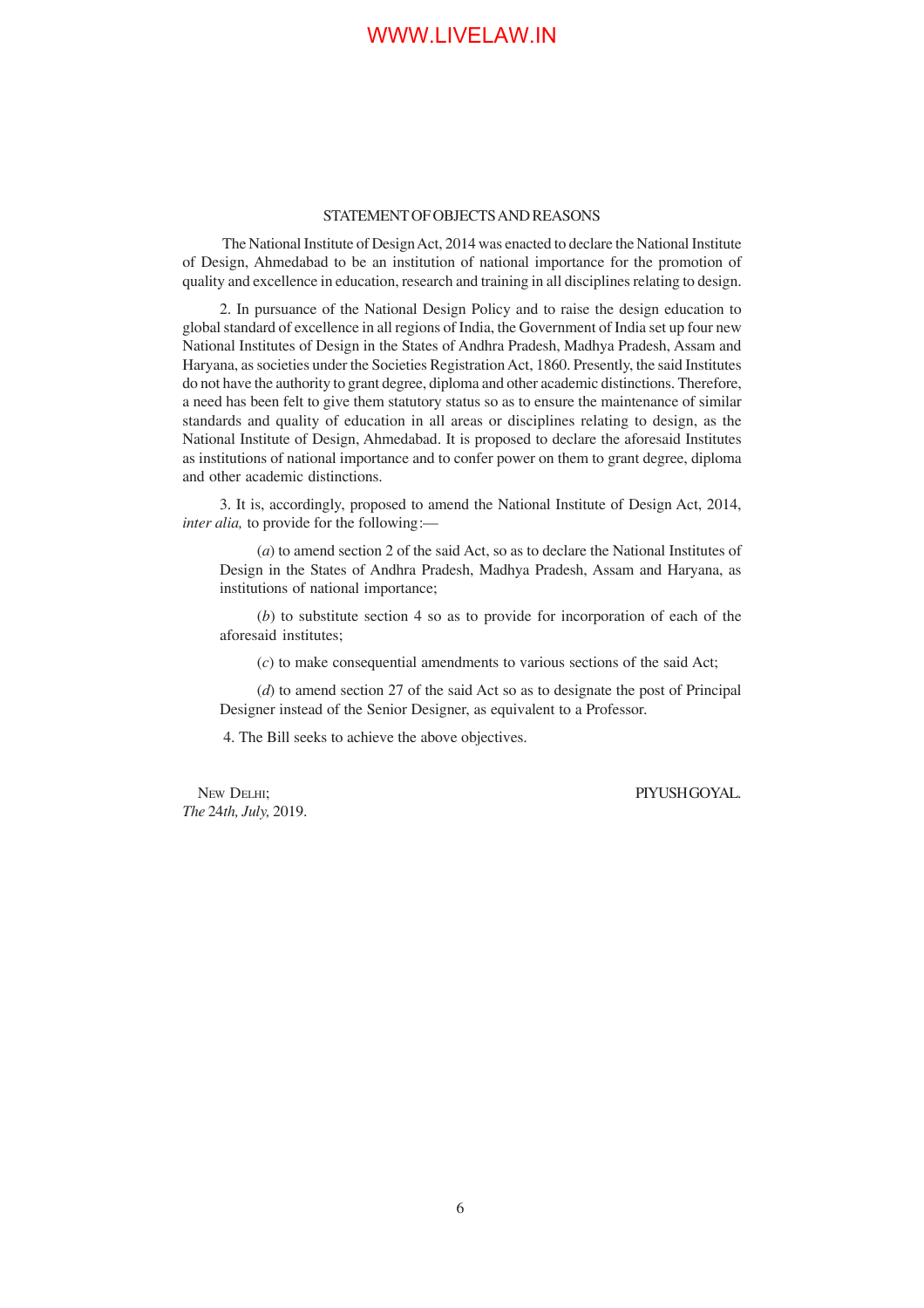## STATEMENT OF OBJECTS AND REASONS

The National Institute of Design Act, 2014 was enacted to declare the National Institute of Design, Ahmedabad to be an institution of national importance for the promotion of quality and excellence in education, research and training in all disciplines relating to design.

2. In pursuance of the National Design Policy and to raise the design education to global standard of excellence in all regions of India, the Government of India set up four new National Institutes of Design in the States of Andhra Pradesh, Madhya Pradesh, Assam and Haryana, as societies under the Societies Registration Act, 1860. Presently, the said Institutes do not have the authority to grant degree, diploma and other academic distinctions. Therefore, a need has been felt to give them statutory status so as to ensure the maintenance of similar standards and quality of education in all areas or disciplines relating to design, as the National Institute of Design, Ahmedabad. It is proposed to declare the aforesaid Institutes as institutions of national importance and to confer power on them to grant degree, diploma and other academic distinctions.

3. It is, accordingly, proposed to amend the National Institute of Design Act, 2014, *inter alia,* to provide for the following:—

(*a*) to amend section 2 of the said Act, so as to declare the National Institutes of Design in the States of Andhra Pradesh, Madhya Pradesh, Assam and Haryana, as institutions of national importance;

(*b*) to substitute section 4 so as to provide for incorporation of each of the aforesaid institutes;

(*c*) to make consequential amendments to various sections of the said Act;

(*d*) to amend section 27 of the said Act so as to designate the post of Principal Designer instead of the Senior Designer, as equivalent to a Professor.

4. The Bill seeks to achieve the above objectives.

NEW DELHI;
*The* 24*th, July,* 2019.

PIYUSH GOYAL.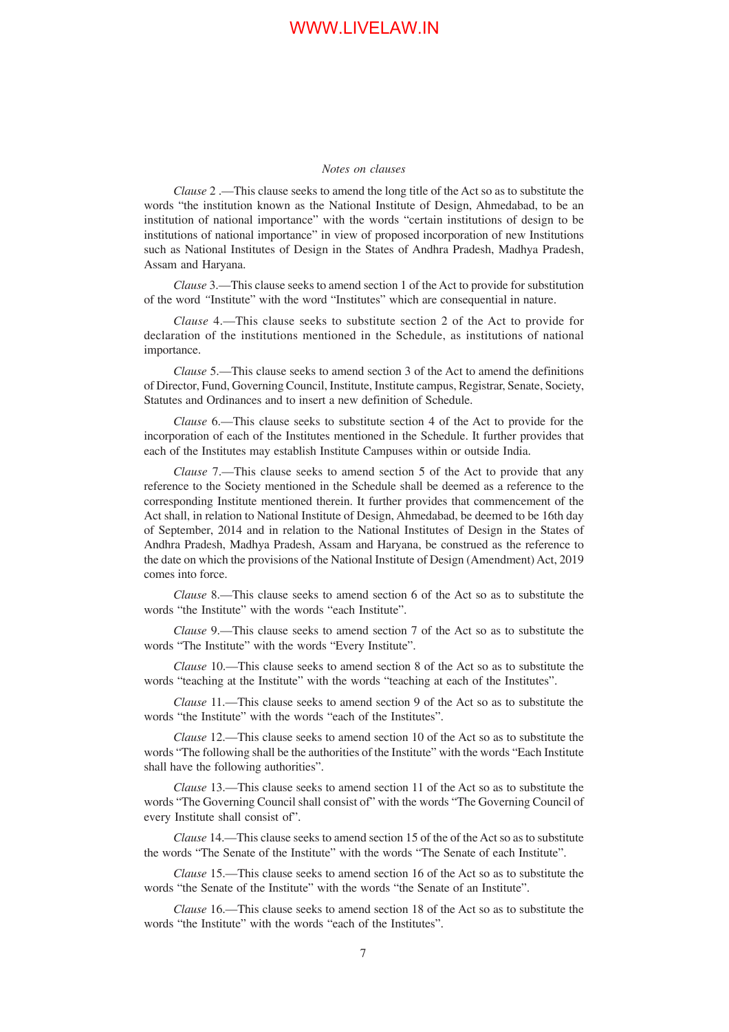*Notes on clauses*

*Clause* 2 .—This clause seeks to amend the long title of the Act so as to substitute the words "the institution known as the National Institute of Design, Ahmedabad, to be an institution of national importance" with the words "certain institutions of design to be institutions of national importance" in view of proposed incorporation of new Institutions such as National Institutes of Design in the States of Andhra Pradesh, Madhya Pradesh, Assam and Haryana.

*Clause* 3.—This clause seeks to amend section 1 of the Act to provide for substitution of the word "Institute" with the word "Institutes" which are consequential in nature.

*Clause* 4.—This clause seeks to substitute section 2 of the Act to provide for declaration of the institutions mentioned in the Schedule, as institutions of national importance.

*Clause* 5.—This clause seeks to amend section 3 of the Act to amend the definitions of Director, Fund, Governing Council, Institute, Institute campus, Registrar, Senate, Society, Statutes and Ordinances and to insert a new definition of Schedule.

*Clause* 6.—This clause seeks to substitute section 4 of the Act to provide for the incorporation of each of the Institutes mentioned in the Schedule. It further provides that each of the Institutes may establish Institute Campuses within or outside India.

*Clause* 7.—This clause seeks to amend section 5 of the Act to provide that any reference to the Society mentioned in the Schedule shall be deemed as a reference to the corresponding Institute mentioned therein. It further provides that commencement of the Act shall, in relation to National Institute of Design, Ahmedabad, be deemed to be 16th day of September, 2014 and in relation to the National Institutes of Design in the States of Andhra Pradesh, Madhya Pradesh, Assam and Haryana, be construed as the reference to the date on which the provisions of the National Institute of Design (Amendment) Act, 2019 comes into force.

*Clause* 8.—This clause seeks to amend section 6 of the Act so as to substitute the words "the Institute" with the words "each Institute".

*Clause* 9.—This clause seeks to amend section 7 of the Act so as to substitute the words "The Institute" with the words "Every Institute".

*Clause* 10.—This clause seeks to amend section 8 of the Act so as to substitute the words "teaching at the Institute" with the words "teaching at each of the Institutes".

*Clause* 11.—This clause seeks to amend section 9 of the Act so as to substitute the words "the Institute" with the words "each of the Institutes".

*Clause* 12.—This clause seeks to amend section 10 of the Act so as to substitute the words "The following shall be the authorities of the Institute" with the words "Each Institute shall have the following authorities".

*Clause* 13.—This clause seeks to amend section 11 of the Act so as to substitute the words "The Governing Council shall consist of" with the words "The Governing Council of every Institute shall consist of".

*Clause* 14.—This clause seeks to amend section 15 of the of the Act so as to substitute the words "The Senate of the Institute" with the words "The Senate of each Institute".

*Clause* 15.—This clause seeks to amend section 16 of the Act so as to substitute the words "the Senate of the Institute" with the words "the Senate of an Institute".

*Clause* 16.—This clause seeks to amend section 18 of the Act so as to substitute the words "the Institute" with the words "each of the Institutes".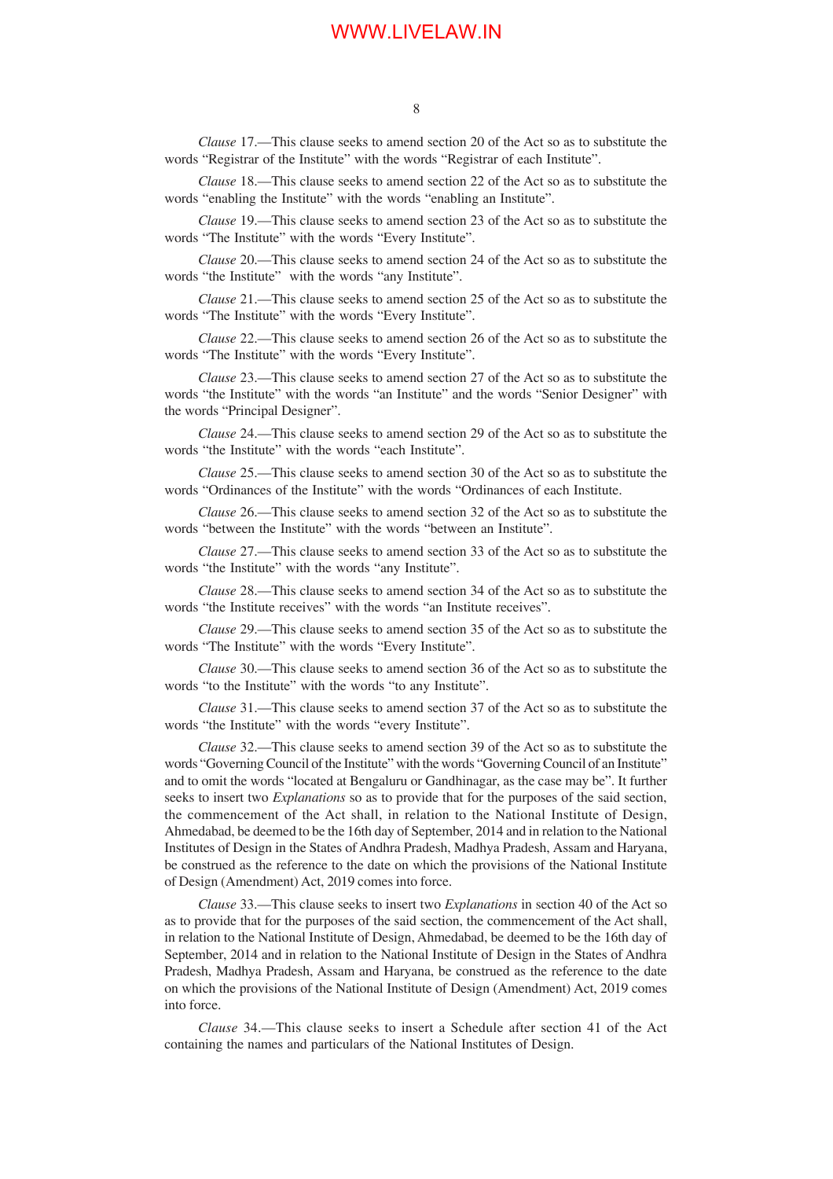*Clause* 17.—This clause seeks to amend section 20 of the Act so as to substitute the words "Registrar of the Institute" with the words "Registrar of each Institute".

*Clause* 18.—This clause seeks to amend section 22 of the Act so as to substitute the words "enabling the Institute" with the words "enabling an Institute".

*Clause* 19.—This clause seeks to amend section 23 of the Act so as to substitute the words "The Institute" with the words "Every Institute".

*Clause* 20.—This clause seeks to amend section 24 of the Act so as to substitute the words "the Institute" with the words "any Institute".

*Clause* 21.—This clause seeks to amend section 25 of the Act so as to substitute the words "The Institute" with the words "Every Institute".

*Clause* 22.—This clause seeks to amend section 26 of the Act so as to substitute the words "The Institute" with the words "Every Institute".

*Clause* 23.—This clause seeks to amend section 27 of the Act so as to substitute the words "the Institute" with the words "an Institute" and the words "Senior Designer" with the words "Principal Designer".

*Clause* 24.—This clause seeks to amend section 29 of the Act so as to substitute the words "the Institute" with the words "each Institute".

*Clause* 25.—This clause seeks to amend section 30 of the Act so as to substitute the words "Ordinances of the Institute" with the words "Ordinances of each Institute.

*Clause* 26.—This clause seeks to amend section 32 of the Act so as to substitute the words "between the Institute" with the words "between an Institute".

*Clause* 27.—This clause seeks to amend section 33 of the Act so as to substitute the words "the Institute" with the words "any Institute".

*Clause* 28.—This clause seeks to amend section 34 of the Act so as to substitute the words "the Institute receives" with the words "an Institute receives".

*Clause* 29.—This clause seeks to amend section 35 of the Act so as to substitute the words "The Institute" with the words "Every Institute".

*Clause* 30.—This clause seeks to amend section 36 of the Act so as to substitute the words "to the Institute" with the words "to any Institute".

*Clause* 31.—This clause seeks to amend section 37 of the Act so as to substitute the words "the Institute" with the words "every Institute".

*Clause* 32.—This clause seeks to amend section 39 of the Act so as to substitute the words "Governing Council of the Institute" with the words "Governing Council of an Institute" and to omit the words "located at Bengaluru or Gandhinagar, as the case may be". It further seeks to insert two *Explanations* so as to provide that for the purposes of the said section, the commencement of the Act shall, in relation to the National Institute of Design, Ahmedabad, be deemed to be the 16th day of September, 2014 and in relation to the National Institutes of Design in the States of Andhra Pradesh, Madhya Pradesh, Assam and Haryana, be construed as the reference to the date on which the provisions of the National Institute of Design (Amendment) Act, 2019 comes into force.

*Clause* 33.—This clause seeks to insert two *Explanations* in section 40 of the Act so as to provide that for the purposes of the said section, the commencement of the Act shall, in relation to the National Institute of Design, Ahmedabad, be deemed to be the 16th day of September, 2014 and in relation to the National Institute of Design in the States of Andhra Pradesh, Madhya Pradesh, Assam and Haryana, be construed as the reference to the date on which the provisions of the National Institute of Design (Amendment) Act, 2019 comes into force.

*Clause* 34.—This clause seeks to insert a Schedule after section 41 of the Act containing the names and particulars of the National Institutes of Design.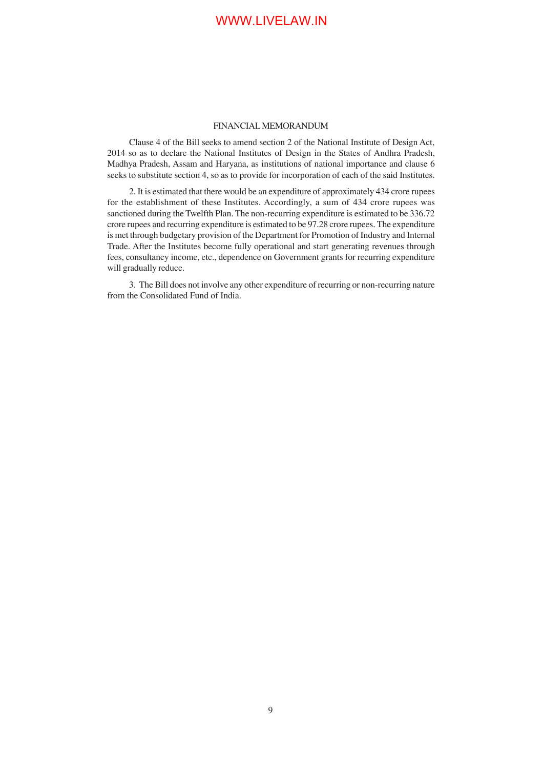## FINANCIAL MEMORANDUM

Clause 4 of the Bill seeks to amend section 2 of the National Institute of Design Act, 2014 so as to declare the National Institutes of Design in the States of Andhra Pradesh, Madhya Pradesh, Assam and Haryana, as institutions of national importance and clause 6 seeks to substitute section 4, so as to provide for incorporation of each of the said Institutes.

2. It is estimated that there would be an expenditure of approximately 434 crore rupees for the establishment of these Institutes. Accordingly, a sum of 434 crore rupees was sanctioned during the Twelfth Plan. The non-recurring expenditure is estimated to be 336.72 crore rupees and recurring expenditure is estimated to be 97.28 crore rupees. The expenditure is met through budgetary provision of the Department for Promotion of Industry and Internal Trade. After the Institutes become fully operational and start generating revenues through fees, consultancy income, etc., dependence on Government grants for recurring expenditure will gradually reduce.

3. The Bill does not involve any other expenditure of recurring or non-recurring nature from the Consolidated Fund of India.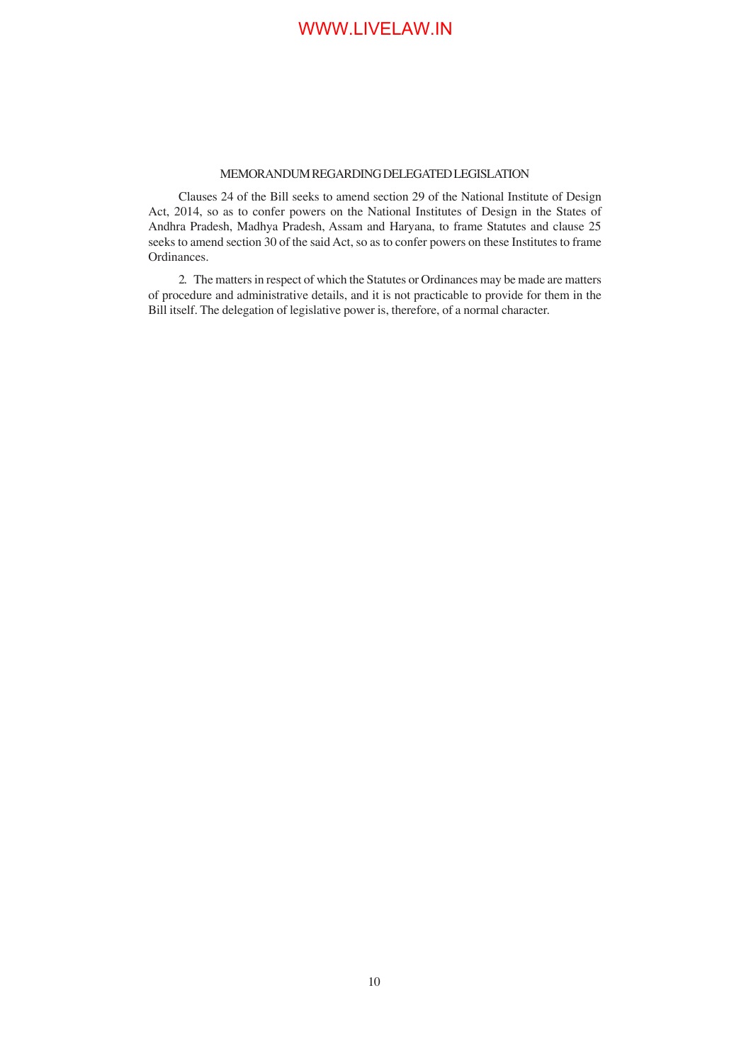## MEMORANDUM REGARDING DELEGATED LEGISLATION

Clauses 24 of the Bill seeks to amend section 29 of the National Institute of Design Act, 2014, so as to confer powers on the National Institutes of Design in the States of Andhra Pradesh, Madhya Pradesh, Assam and Haryana, to frame Statutes and clause 25 seeks to amend section 30 of the said Act, so as to confer powers on these Institutes to frame Ordinances.

2. The matters in respect of which the Statutes or Ordinances may be made are matters of procedure and administrative details, and it is not practicable to provide for them in the Bill itself. The delegation of legislative power is, therefore, of a normal character.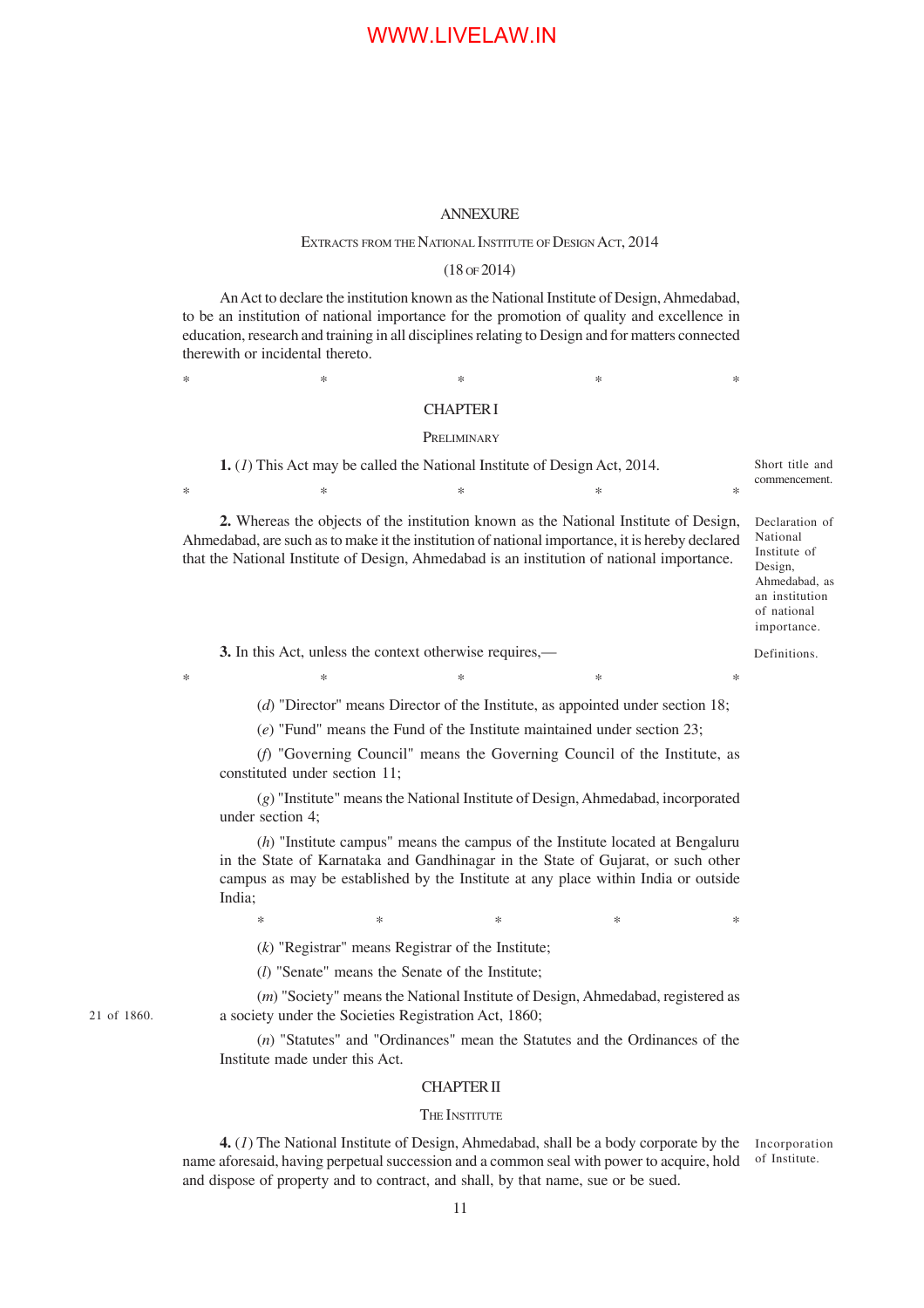# ANNEXURE

## Extracts from the National Institute of Design Act, 2014

(18 of 2014)

An Act to declare the institution known as the National Institute of Design, Ahmedabad, to be an institution of national importance for the promotion of quality and excellence in education, research and training in all disciplines relating to Design and for matters connected therewith or incidental thereto.

\*  \*  \*  \*  \*

### CHAPTER I

#### Preliminary

Short title and commencement.

**1.** (*1*) This Act may be called the National Institute of Design Act, 2014.

\*  \*  \*  \*  \*

Declaration of National Institute of Design, Ahmedabad, as an institution of national importance.

**2.** Whereas the objects of the institution known as the National Institute of Design, Ahmedabad, are such as to make it the institution of national importance, it is hereby declared that the National Institute of Design, Ahmedabad is an institution of national importance.

Definitions.

**3.** In this Act, unless the context otherwise requires,—

\*  \*  \*  \*  \*

(*d*) "Director" means Director of the Institute, as appointed under section 18;

(*e*) "Fund" means the Fund of the Institute maintained under section 23;

(*f*) "Governing Council" means the Governing Council of the Institute, as constituted under section 11;

(*g*) "Institute" means the National Institute of Design, Ahmedabad, incorporated under section 4;

(*h*) "Institute campus" means the campus of the Institute located at Bengaluru in the State of Karnataka and Gandhinagar in the State of Gujarat, or such other campus as may be established by the Institute at any place within India or outside India;

\*  \*  \*  \*  \*

(*k*) "Registrar" means Registrar of the Institute;

(*l*) "Senate" means the Senate of the Institute;

(*m*) "Society" means the National Institute of Design, Ahmedabad, registered as a society under the Societies Registration Act, 1860; (21 of 1860.)

(*n*) "Statutes" and "Ordinances" mean the Statutes and the Ordinances of the Institute made under this Act.

### CHAPTER II

#### The Institute

Incorporation of Institute.

**4.** (*1*) The National Institute of Design, Ahmedabad, shall be a body corporate by the name aforesaid, having perpetual succession and a common seal with power to acquire, hold and dispose of property and to contract, and shall, by that name, sue or be sued.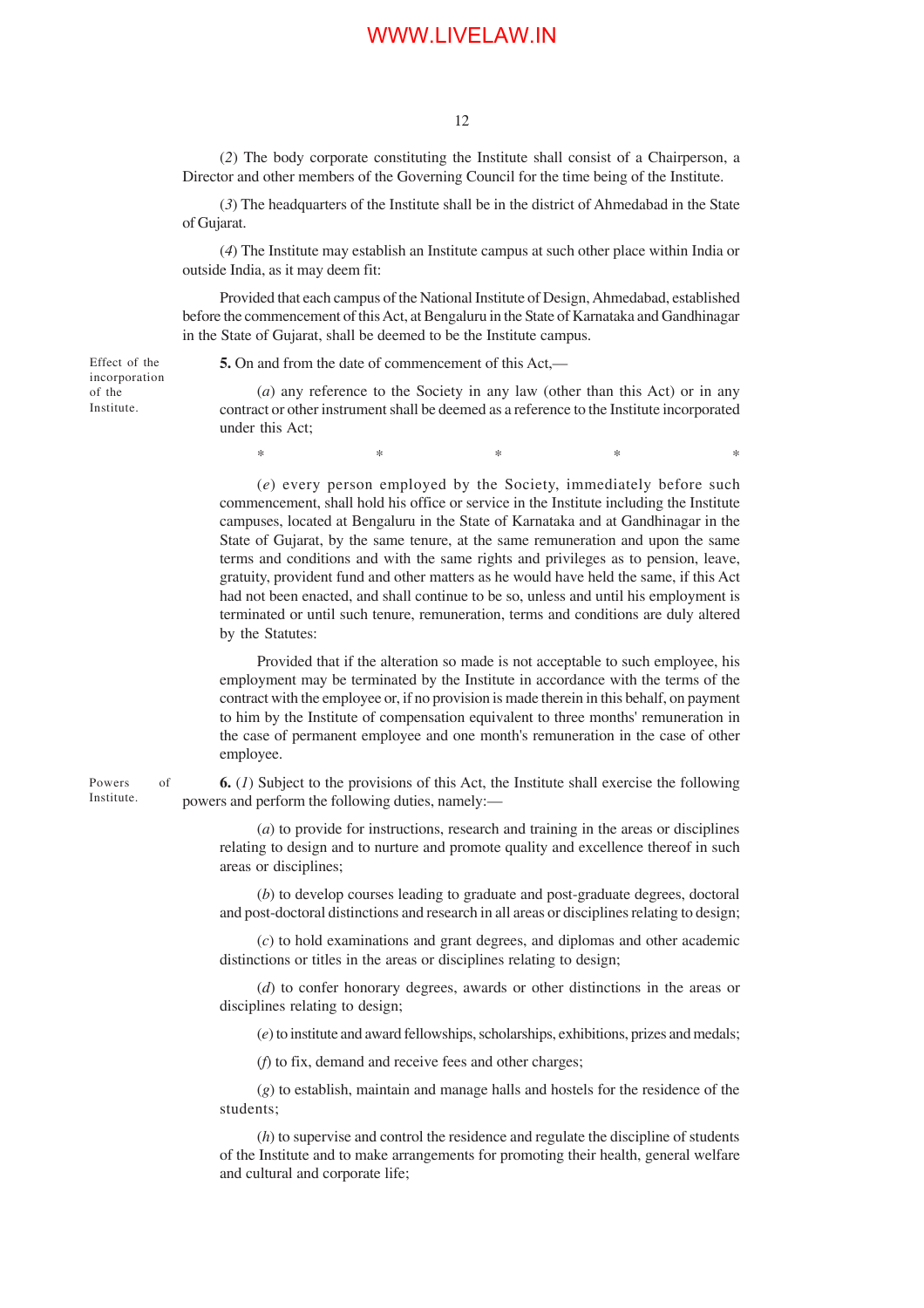(*2*) The body corporate constituting the Institute shall consist of a Chairperson, a Director and other members of the Governing Council for the time being of the Institute.

(*3*) The headquarters of the Institute shall be in the district of Ahmedabad in the State of Gujarat.

(*4*) The Institute may establish an Institute campus at such other place within India or outside India, as it may deem fit:

Provided that each campus of the National Institute of Design, Ahmedabad, established before the commencement of this Act, at Bengaluru in the State of Karnataka and Gandhinagar in the State of Gujarat, shall be deemed to be the Institute campus.

Effect of the incorporation of the Institute.

**5.** On and from the date of commencement of this Act,—

(*a*) any reference to the Society in any law (other than this Act) or in any contract or other instrument shall be deemed as a reference to the Institute incorporated under this Act;

\*   \*   \*   \*   \*

(*e*) every person employed by the Society, immediately before such commencement, shall hold his office or service in the Institute including the Institute campuses, located at Bengaluru in the State of Karnataka and at Gandhinagar in the State of Gujarat, by the same tenure, at the same remuneration and upon the same terms and conditions and with the same rights and privileges as to pension, leave, gratuity, provident fund and other matters as he would have held the same, if this Act had not been enacted, and shall continue to be so, unless and until his employment is terminated or until such tenure, remuneration, terms and conditions are duly altered by the Statutes:

Provided that if the alteration so made is not acceptable to such employee, his employment may be terminated by the Institute in accordance with the terms of the contract with the employee or, if no provision is made therein in this behalf, on payment to him by the Institute of compensation equivalent to three months' remuneration in the case of permanent employee and one month's remuneration in the case of other employee.

Powers of Institute.

**6.** (*1*) Subject to the provisions of this Act, the Institute shall exercise the following powers and perform the following duties, namely:—

(*a*) to provide for instructions, research and training in the areas or disciplines relating to design and to nurture and promote quality and excellence thereof in such areas or disciplines;

(*b*) to develop courses leading to graduate and post-graduate degrees, doctoral and post-doctoral distinctions and research in all areas or disciplines relating to design;

(*c*) to hold examinations and grant degrees, and diplomas and other academic distinctions or titles in the areas or disciplines relating to design;

(*d*) to confer honorary degrees, awards or other distinctions in the areas or disciplines relating to design;

(*e*) to institute and award fellowships, scholarships, exhibitions, prizes and medals;

(*f*) to fix, demand and receive fees and other charges;

(*g*) to establish, maintain and manage halls and hostels for the residence of the students;

(*h*) to supervise and control the residence and regulate the discipline of students of the Institute and to make arrangements for promoting their health, general welfare and cultural and corporate life;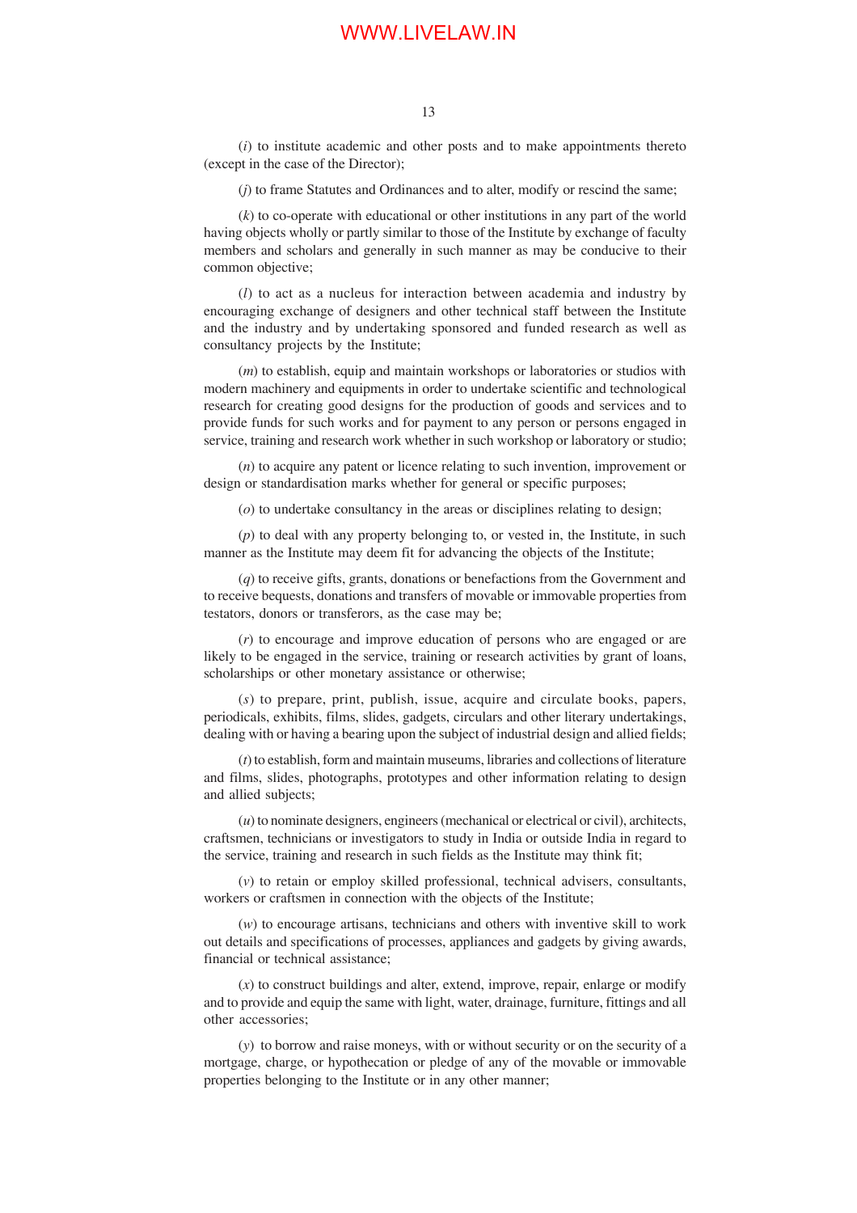(*i*) to institute academic and other posts and to make appointments thereto (except in the case of the Director);

(*j*) to frame Statutes and Ordinances and to alter, modify or rescind the same;

(*k*) to co-operate with educational or other institutions in any part of the world having objects wholly or partly similar to those of the Institute by exchange of faculty members and scholars and generally in such manner as may be conducive to their common objective;

(*l*) to act as a nucleus for interaction between academia and industry by encouraging exchange of designers and other technical staff between the Institute and the industry and by undertaking sponsored and funded research as well as consultancy projects by the Institute;

(*m*) to establish, equip and maintain workshops or laboratories or studios with modern machinery and equipments in order to undertake scientific and technological research for creating good designs for the production of goods and services and to provide funds for such works and for payment to any person or persons engaged in service, training and research work whether in such workshop or laboratory or studio;

(*n*) to acquire any patent or licence relating to such invention, improvement or design or standardisation marks whether for general or specific purposes;

(*o*) to undertake consultancy in the areas or disciplines relating to design;

(*p*) to deal with any property belonging to, or vested in, the Institute, in such manner as the Institute may deem fit for advancing the objects of the Institute;

(*q*) to receive gifts, grants, donations or benefactions from the Government and to receive bequests, donations and transfers of movable or immovable properties from testators, donors or transferors, as the case may be;

(*r*) to encourage and improve education of persons who are engaged or are likely to be engaged in the service, training or research activities by grant of loans, scholarships or other monetary assistance or otherwise;

(*s*) to prepare, print, publish, issue, acquire and circulate books, papers, periodicals, exhibits, films, slides, gadgets, circulars and other literary undertakings, dealing with or having a bearing upon the subject of industrial design and allied fields;

(*t*) to establish, form and maintain museums, libraries and collections of literature and films, slides, photographs, prototypes and other information relating to design and allied subjects;

(*u*) to nominate designers, engineers (mechanical or electrical or civil), architects, craftsmen, technicians or investigators to study in India or outside India in regard to the service, training and research in such fields as the Institute may think fit;

(*v*) to retain or employ skilled professional, technical advisers, consultants, workers or craftsmen in connection with the objects of the Institute;

(*w*) to encourage artisans, technicians and others with inventive skill to work out details and specifications of processes, appliances and gadgets by giving awards, financial or technical assistance;

(*x*) to construct buildings and alter, extend, improve, repair, enlarge or modify and to provide and equip the same with light, water, drainage, furniture, fittings and all other accessories;

(*y*) to borrow and raise moneys, with or without security or on the security of a mortgage, charge, or hypothecation or pledge of any of the movable or immovable properties belonging to the Institute or in any other manner;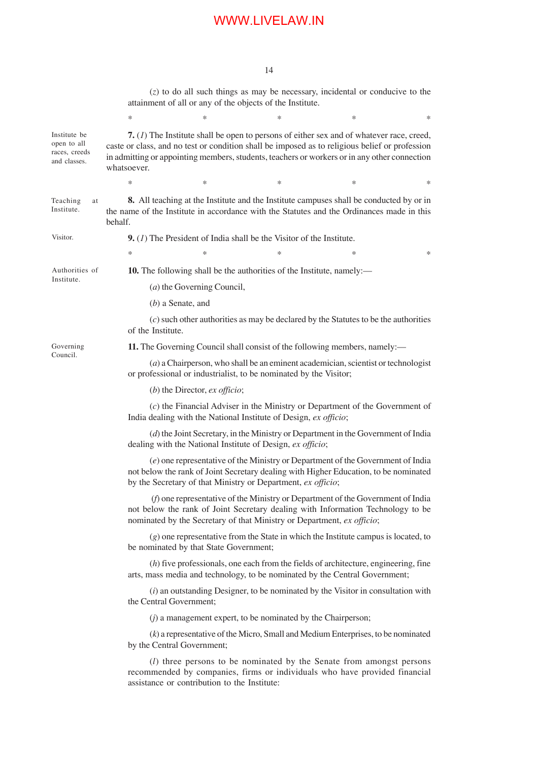(*z*) to do all such things as may be necessary, incidental or conducive to the attainment of all or any of the objects of the Institute.

\*          \*          \*          \*          \*

Institute be open to all races, creeds and classes.

**7.** (*1*) The Institute shall be open to persons of either sex and of whatever race, creed, caste or class, and no test or condition shall be imposed as to religious belief or profession in admitting or appointing members, students, teachers or workers or in any other connection whatsoever.

\*          \*          \*          \*          \*

Teaching at Institute.

**8.** All teaching at the Institute and the Institute campuses shall be conducted by or in the name of the Institute in accordance with the Statutes and the Ordinances made in this behalf.

Visitor.

**9.** (*1*) The President of India shall be the Visitor of the Institute.

\*          \*          \*          \*          \*

Authorities of Institute.

**10.** The following shall be the authorities of the Institute, namely:—

(*a*) the Governing Council,

(*b*) a Senate, and

(*c*) such other authorities as may be declared by the Statutes to be the authorities of the Institute.

Governing Council.

**11.** The Governing Council shall consist of the following members, namely:—

(*a*) a Chairperson, who shall be an eminent academician, scientist or technologist or professional or industrialist, to be nominated by the Visitor;

(*b*) the Director, *ex officio*;

(*c*) the Financial Adviser in the Ministry or Department of the Government of India dealing with the National Institute of Design, *ex officio*;

(*d*) the Joint Secretary, in the Ministry or Department in the Government of India dealing with the National Institute of Design, *ex officio*;

(*e*) one representative of the Ministry or Department of the Government of India not below the rank of Joint Secretary dealing with Higher Education, to be nominated by the Secretary of that Ministry or Department, *ex officio*;

(*f*) one representative of the Ministry or Department of the Government of India not below the rank of Joint Secretary dealing with Information Technology to be nominated by the Secretary of that Ministry or Department, *ex officio*;

(*g*) one representative from the State in which the Institute campus is located, to be nominated by that State Government;

(*h*) five professionals, one each from the fields of architecture, engineering, fine arts, mass media and technology, to be nominated by the Central Government;

(*i*) an outstanding Designer, to be nominated by the Visitor in consultation with the Central Government;

(*j*) a management expert, to be nominated by the Chairperson;

(*k*) a representative of the Micro, Small and Medium Enterprises, to be nominated by the Central Government;

(*l*) three persons to be nominated by the Senate from amongst persons recommended by companies, firms or individuals who have provided financial assistance or contribution to the Institute: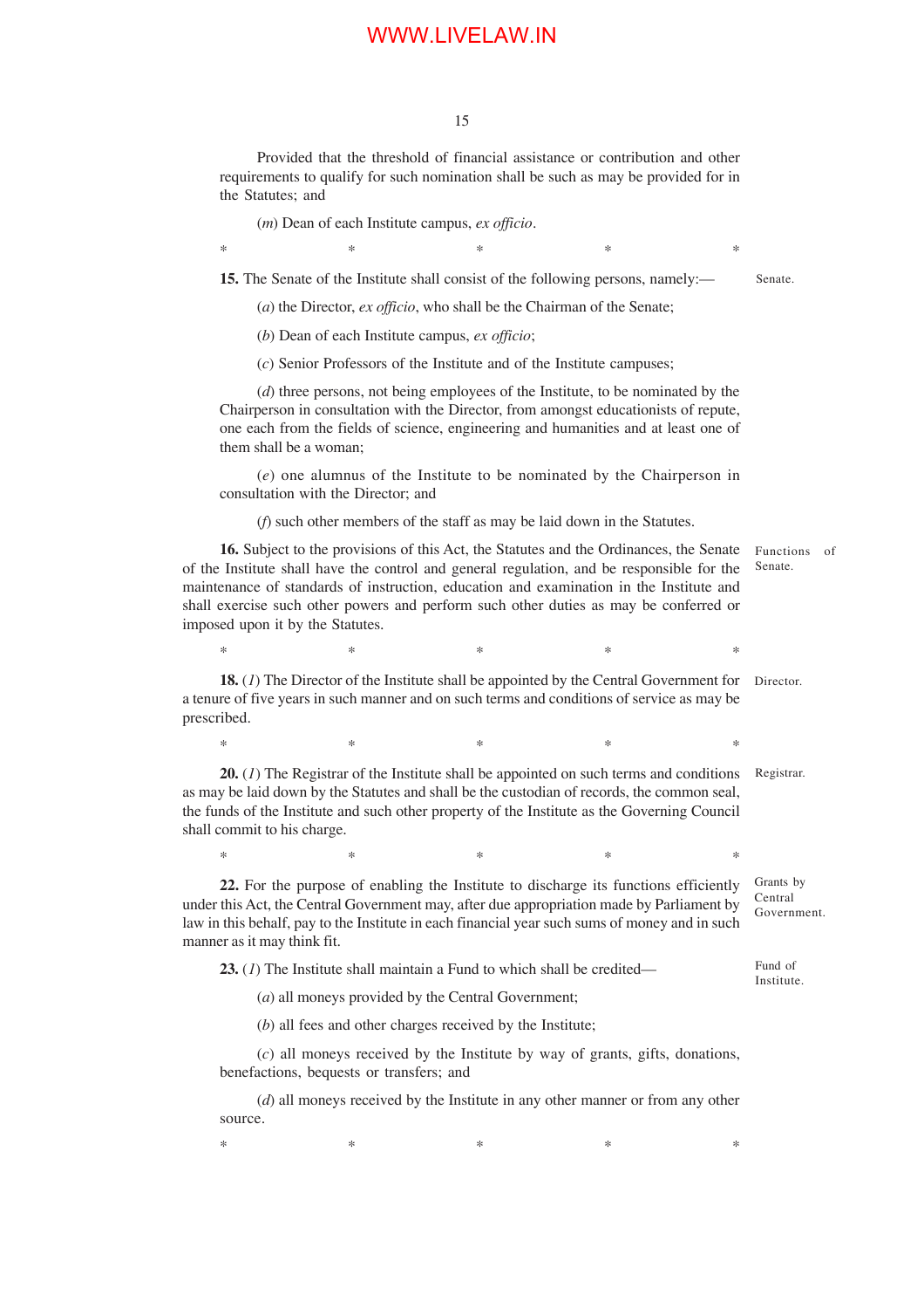Provided that the threshold of financial assistance or contribution and other requirements to qualify for such nomination shall be such as may be provided for in the Statutes; and

(*m*) Dean of each Institute campus, *ex officio*.

\*                    \*                    \*                    \*                    \*

**15.** The Senate of the Institute shall consist of the following persons, namely:— *Senate.*

(*a*) the Director, *ex officio*, who shall be the Chairman of the Senate;

(*b*) Dean of each Institute campus, *ex officio*;

(*c*) Senior Professors of the Institute and of the Institute campuses;

(*d*) three persons, not being employees of the Institute, to be nominated by the Chairperson in consultation with the Director, from amongst educationists of repute, one each from the fields of science, engineering and humanities and at least one of them shall be a woman;

(*e*) one alumnus of the Institute to be nominated by the Chairperson in consultation with the Director; and

(*f*) such other members of the staff as may be laid down in the Statutes.

**16.** Subject to the provisions of this Act, the Statutes and the Ordinances, the Senate of the Institute shall have the control and general regulation, and be responsible for the maintenance of standards of instruction, education and examination in the Institute and shall exercise such other powers and perform such other duties as may be conferred or imposed upon it by the Statutes. *Functions of Senate.*

\*                    \*                    \*                    \*                    \*

**18.** (*1*) The Director of the Institute shall be appointed by the Central Government for a tenure of five years in such manner and on such terms and conditions of service as may be prescribed. *Director.*

\*                    \*                    \*                    \*                    \*

**20.** (*1*) The Registrar of the Institute shall be appointed on such terms and conditions as may be laid down by the Statutes and shall be the custodian of records, the common seal, the funds of the Institute and such other property of the Institute as the Governing Council shall commit to his charge. *Registrar.*

\*                    \*                    \*                    \*                    \*

**22.** For the purpose of enabling the Institute to discharge its functions efficiently under this Act, the Central Government may, after due appropriation made by Parliament by law in this behalf, pay to the Institute in each financial year such sums of money and in such manner as it may think fit. *Grants by Central Government.*

**23.** (*1*) The Institute shall maintain a Fund to which shall be credited— *Fund of Institute.*

(*a*) all moneys provided by the Central Government;

(*b*) all fees and other charges received by the Institute;

(*c*) all moneys received by the Institute by way of grants, gifts, donations, benefactions, bequests or transfers; and

(*d*) all moneys received by the Institute in any other manner or from any other source.

\*                    \*                    \*                    \*                    \*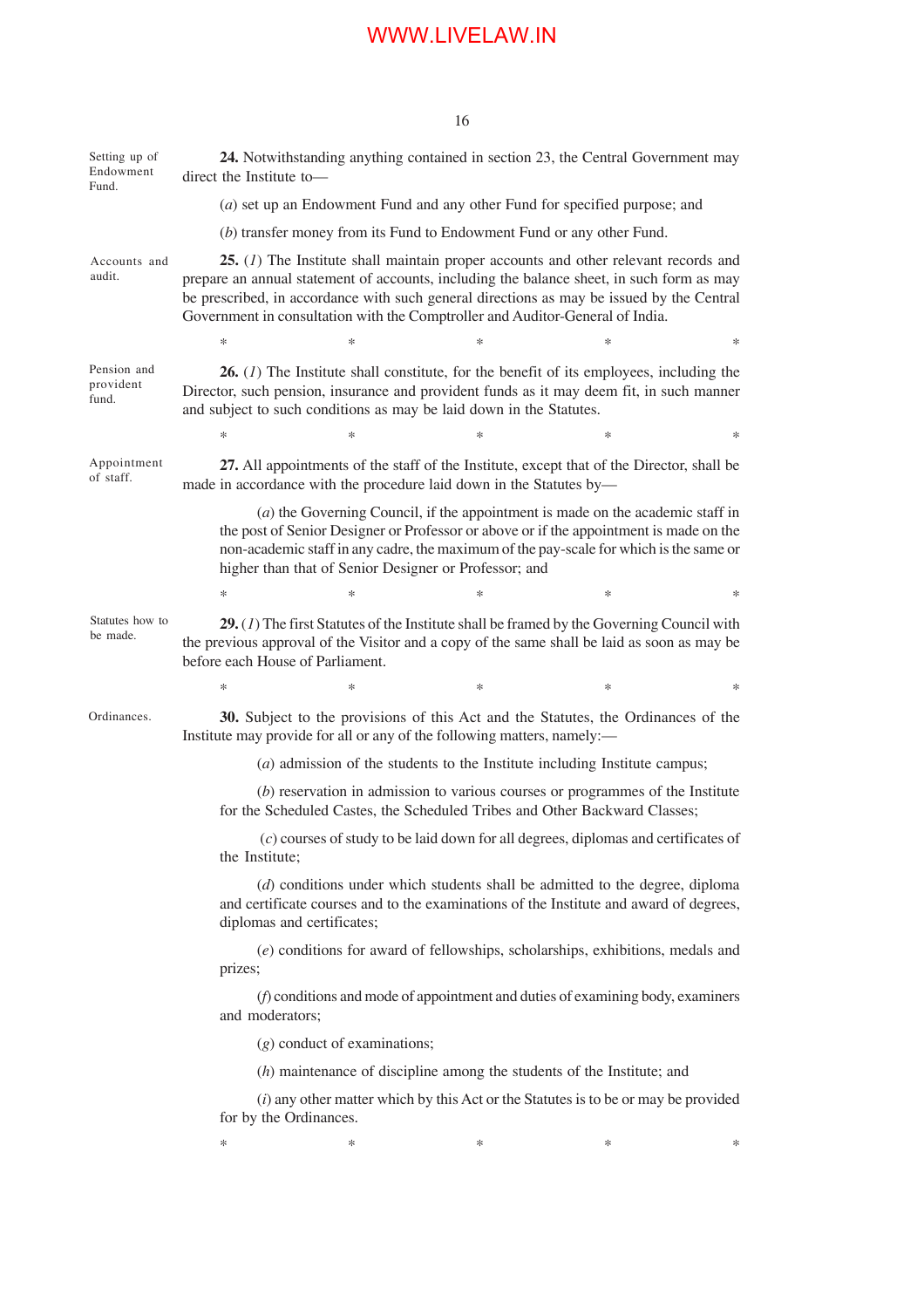**Setting up of Endowment Fund.**

**24.** Notwithstanding anything contained in section 23, the Central Government may direct the Institute to—

(*a*) set up an Endowment Fund and any other Fund for specified purpose; and

(*b*) transfer money from its Fund to Endowment Fund or any other Fund.

**Accounts and audit.**

**25.** (*1*) The Institute shall maintain proper accounts and other relevant records and prepare an annual statement of accounts, including the balance sheet, in such form as may be prescribed, in accordance with such general directions as may be issued by the Central Government in consultation with the Comptroller and Auditor-General of India.

\*        \*        \*        \*        \*

**Pension and provident fund.**

**26.** (*1*) The Institute shall constitute, for the benefit of its employees, including the Director, such pension, insurance and provident funds as it may deem fit, in such manner and subject to such conditions as may be laid down in the Statutes.

\*        \*        \*        \*        \*

**Appointment of staff.**

**27.** All appointments of the staff of the Institute, except that of the Director, shall be made in accordance with the procedure laid down in the Statutes by—

(*a*) the Governing Council, if the appointment is made on the academic staff in the post of Senior Designer or Professor or above or if the appointment is made on the non-academic staff in any cadre, the maximum of the pay-scale for which is the same or higher than that of Senior Designer or Professor; and

\*        \*        \*        \*        \*

**Statutes how to be made.**

**29.** (*1*) The first Statutes of the Institute shall be framed by the Governing Council with the previous approval of the Visitor and a copy of the same shall be laid as soon as may be before each House of Parliament.

\*        \*        \*        \*        \*

**Ordinances.**

**30.** Subject to the provisions of this Act and the Statutes, the Ordinances of the Institute may provide for all or any of the following matters, namely:—

(*a*) admission of the students to the Institute including Institute campus;

(*b*) reservation in admission to various courses or programmes of the Institute for the Scheduled Castes, the Scheduled Tribes and Other Backward Classes;

(*c*) courses of study to be laid down for all degrees, diplomas and certificates of the Institute;

(*d*) conditions under which students shall be admitted to the degree, diploma and certificate courses and to the examinations of the Institute and award of degrees, diplomas and certificates;

(*e*) conditions for award of fellowships, scholarships, exhibitions, medals and prizes;

(*f*) conditions and mode of appointment and duties of examining body, examiners and moderators;

(*g*) conduct of examinations;

(*h*) maintenance of discipline among the students of the Institute; and

(*i*) any other matter which by this Act or the Statutes is to be or may be provided for by the Ordinances.

\*        \*        \*        \*        \*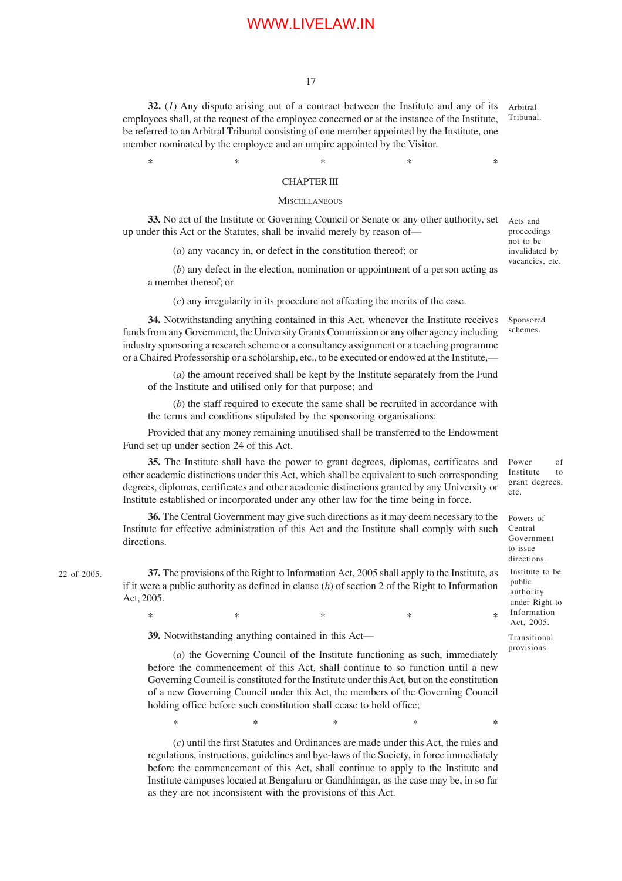**32.** (*1*) Any dispute arising out of a contract between the Institute and any of its employees shall, at the request of the employee concerned or at the instance of the Institute, be referred to an Arbitral Tribunal consisting of one member appointed by the Institute, one member nominated by the employee and an umpire appointed by the Visitor.

Arbitral Tribunal.

\*    \*    \*    \*    \*

## CHAPTER III

### MISCELLANEOUS

**33.** No act of the Institute or Governing Council or Senate or any other authority, set up under this Act or the Statutes, shall be invalid merely by reason of—

Acts and proceedings not to be invalidated by vacancies, etc.

(*a*) any vacancy in, or defect in the constitution thereof; or

(*b*) any defect in the election, nomination or appointment of a person acting as a member thereof; or

(*c*) any irregularity in its procedure not affecting the merits of the case.

**34.** Notwithstanding anything contained in this Act, whenever the Institute receives funds from any Government, the University Grants Commission or any other agency including industry sponsoring a research scheme or a consultancy assignment or a teaching programme or a Chaired Professorship or a scholarship, etc., to be executed or endowed at the Institute,—

Sponsored schemes.

(*a*) the amount received shall be kept by the Institute separately from the Fund of the Institute and utilised only for that purpose; and

(*b*) the staff required to execute the same shall be recruited in accordance with the terms and conditions stipulated by the sponsoring organisations:

Provided that any money remaining unutilised shall be transferred to the Endowment Fund set up under section 24 of this Act.

**35.** The Institute shall have the power to grant degrees, diplomas, certificates and other academic distinctions under this Act, which shall be equivalent to such corresponding degrees, diplomas, certificates and other academic distinctions granted by any University or Institute established or incorporated under any other law for the time being in force.

Power of Institute to grant degrees, etc.

**36.** The Central Government may give such directions as it may deem necessary to the Institute for effective administration of this Act and the Institute shall comply with such directions.

Powers of Central Government to issue directions.

**37.** The provisions of the Right to Information Act, 2005 shall apply to the Institute, as if it were a public authority as defined in clause (*h*) of section 2 of the Right to Information Act, 2005.

22 of 2005.

Institute to be public authority under Right to Information Act, 2005.

\*    \*    \*    \*    \*

**39.** Notwithstanding anything contained in this Act—

Transitional provisions.

(*a*) the Governing Council of the Institute functioning as such, immediately before the commencement of this Act, shall continue to so function until a new Governing Council is constituted for the Institute under this Act, but on the constitution of a new Governing Council under this Act, the members of the Governing Council holding office before such constitution shall cease to hold office;

\*    \*    \*    \*    \*

(*c*) until the first Statutes and Ordinances are made under this Act, the rules and regulations, instructions, guidelines and bye-laws of the Society, in force immediately before the commencement of this Act, shall continue to apply to the Institute and Institute campuses located at Bengaluru or Gandhinagar, as the case may be, in so far as they are not inconsistent with the provisions of this Act.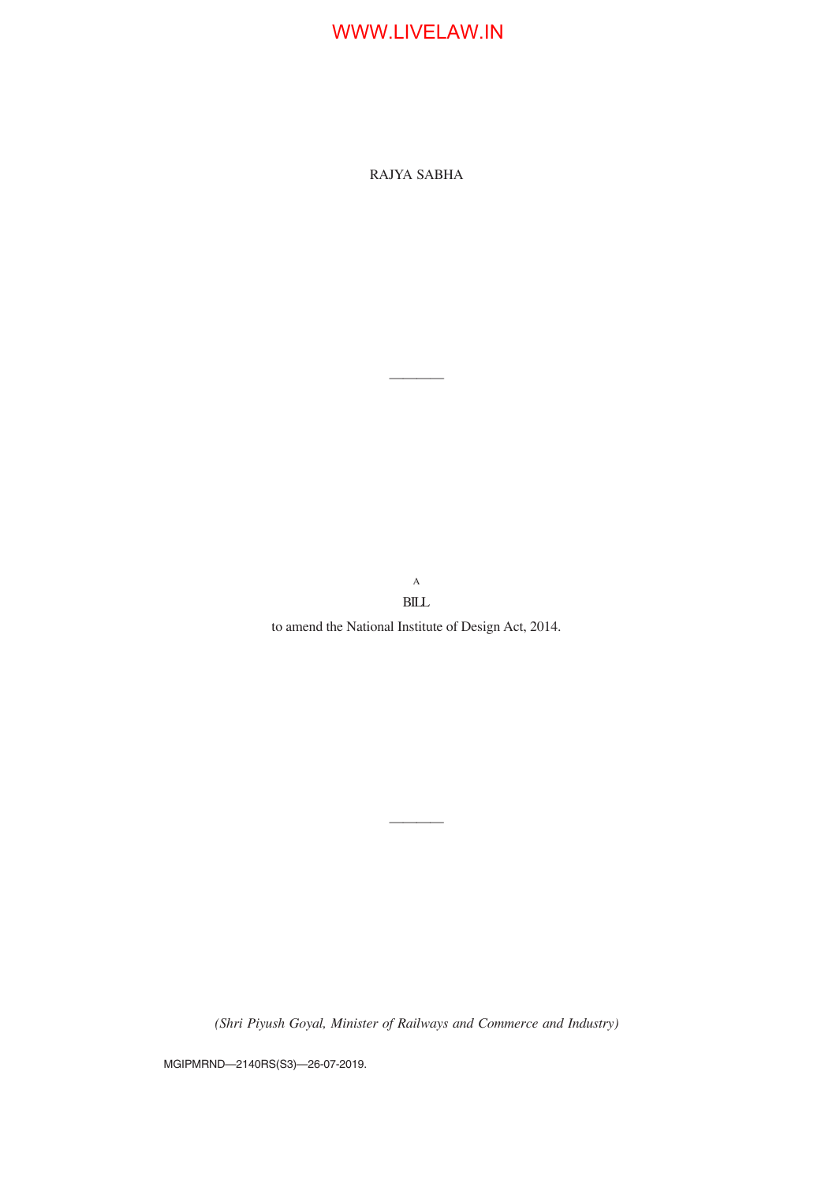RAJYA SABHA

————

A

BILL

to amend the National Institute of Design Act, 2014.

————

*(Shri Piyush Goyal, Minister of Railways and Commerce and Industry)*

MGIPMRND—2140RS(S3)—26-07-2019.